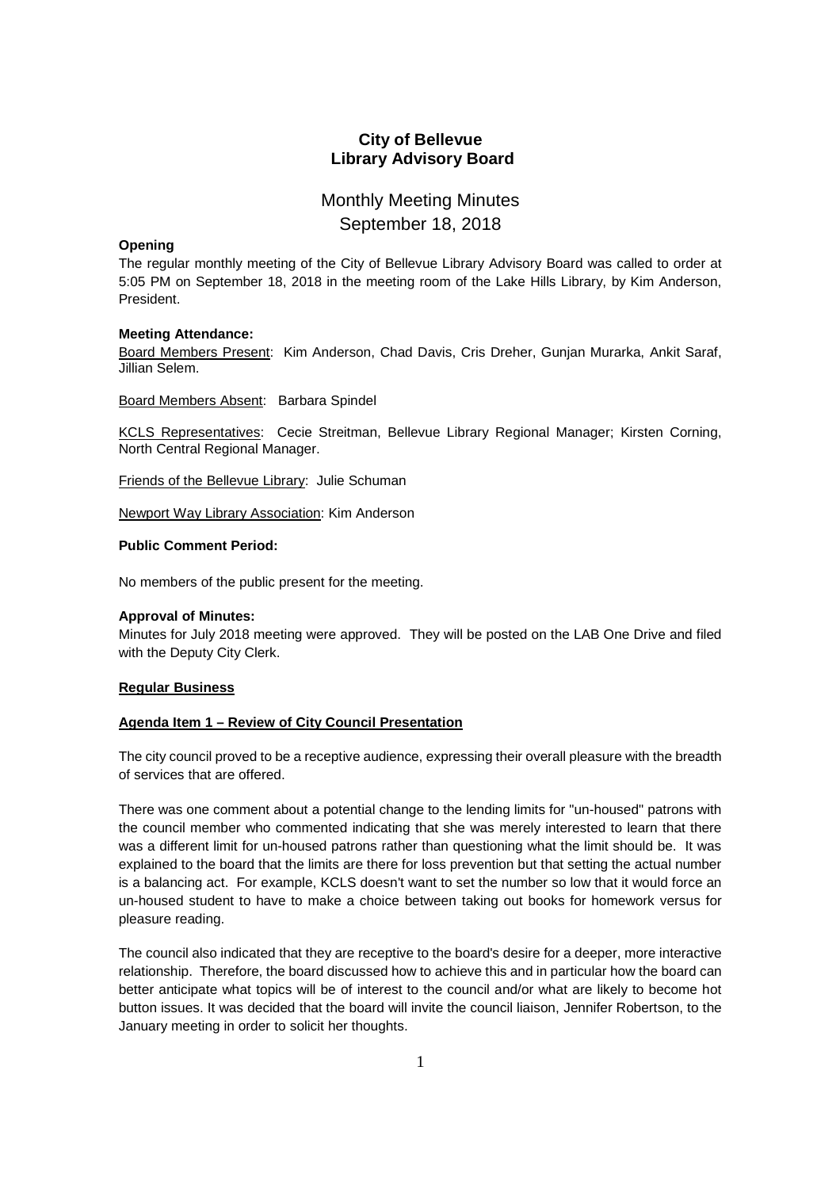# City of Bellevue
# Library Advisory Board

## Monthly Meeting Minutes
## September 18, 2018

**Opening**

The regular monthly meeting of the City of Bellevue Library Advisory Board was called to order at 5:05 PM on September 18, 2018 in the meeting room of the Lake Hills Library, by Kim Anderson, President.

**Meeting Attendance:**

Board Members Present: Kim Anderson, Chad Davis, Cris Dreher, Gunjan Murarka, Ankit Saraf, Jillian Selem.

Board Members Absent: Barbara Spindel

KCLS Representatives: Cecie Streitman, Bellevue Library Regional Manager; Kirsten Corning, North Central Regional Manager.

Friends of the Bellevue Library: Julie Schuman

Newport Way Library Association: Kim Anderson

**Public Comment Period:**

No members of the public present for the meeting.

**Approval of Minutes:**

Minutes for July 2018 meeting were approved. They will be posted on the LAB One Drive and filed with the Deputy City Clerk.

**Regular Business**

**Agenda Item 1 – Review of City Council Presentation**

The city council proved to be a receptive audience, expressing their overall pleasure with the breadth of services that are offered.

There was one comment about a potential change to the lending limits for "un-housed" patrons with the council member who commented indicating that she was merely interested to learn that there was a different limit for un-housed patrons rather than questioning what the limit should be. It was explained to the board that the limits are there for loss prevention but that setting the actual number is a balancing act. For example, KCLS doesn't want to set the number so low that it would force an un-housed student to have to make a choice between taking out books for homework versus for pleasure reading.

The council also indicated that they are receptive to the board's desire for a deeper, more interactive relationship. Therefore, the board discussed how to achieve this and in particular how the board can better anticipate what topics will be of interest to the council and/or what are likely to become hot button issues. It was decided that the board will invite the council liaison, Jennifer Robertson, to the January meeting in order to solicit her thoughts.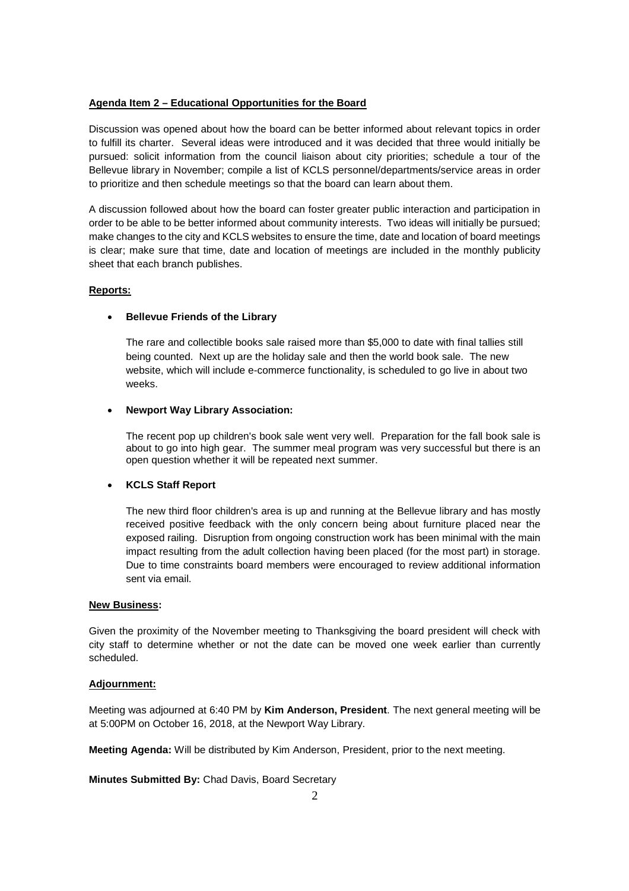**Agenda Item 2 – Educational Opportunities for the Board**

Discussion was opened about how the board can be better informed about relevant topics in order to fulfill its charter. Several ideas were introduced and it was decided that three would initially be pursued: solicit information from the council liaison about city priorities; schedule a tour of the Bellevue library in November; compile a list of KCLS personnel/departments/service areas in order to prioritize and then schedule meetings so that the board can learn about them.

A discussion followed about how the board can foster greater public interaction and participation in order to be able to be better informed about community interests. Two ideas will initially be pursued; make changes to the city and KCLS websites to ensure the time, date and location of board meetings is clear; make sure that time, date and location of meetings are included in the monthly publicity sheet that each branch publishes.

**Reports:**

- **Bellevue Friends of the Library**

  The rare and collectible books sale raised more than $5,000 to date with final tallies still being counted. Next up are the holiday sale and then the world book sale. The new website, which will include e-commerce functionality, is scheduled to go live in about two weeks.

- **Newport Way Library Association:**

  The recent pop up children's book sale went very well. Preparation for the fall book sale is about to go into high gear. The summer meal program was very successful but there is an open question whether it will be repeated next summer.

- **KCLS Staff Report**

  The new third floor children's area is up and running at the Bellevue library and has mostly received positive feedback with the only concern being about furniture placed near the exposed railing. Disruption from ongoing construction work has been minimal with the main impact resulting from the adult collection having been placed (for the most part) in storage. Due to time constraints board members were encouraged to review additional information sent via email.

**New Business:**

Given the proximity of the November meeting to Thanksgiving the board president will check with city staff to determine whether or not the date can be moved one week earlier than currently scheduled.

**Adjournment:**

Meeting was adjourned at 6:40 PM by **Kim Anderson, President**. The next general meeting will be at 5:00PM on October 16, 2018, at the Newport Way Library.

**Meeting Agenda:** Will be distributed by Kim Anderson, President, prior to the next meeting.

**Minutes Submitted By:** Chad Davis, Board Secretary